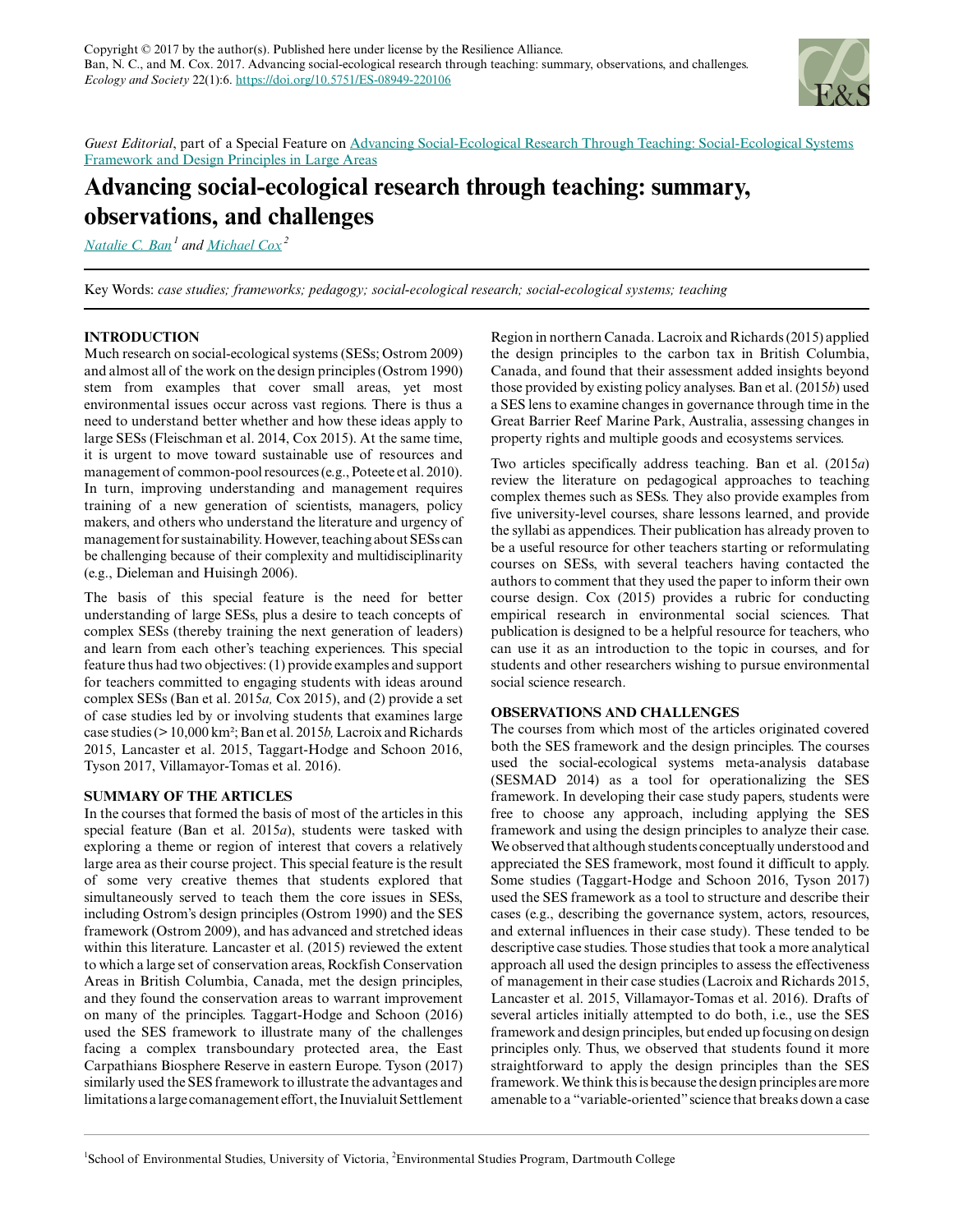Copyright © 2017 by the author(s). Published here under license by the Resilience Alliance.
Ban, N. C., and M. Cox. 2017. Advancing social-ecological research through teaching: summary, observations, and challenges. *Ecology and Society* 22(1):6. https://doi.org/10.5751/ES-08949-220106

*Guest Editorial*, part of a Special Feature on Advancing Social-Ecological Research Through Teaching: Social-Ecological Systems Framework and Design Principles in Large Areas

# Advancing social-ecological research through teaching: summary, observations, and challenges

*Natalie C. Ban* [1] and *Michael Cox* [2]

Key Words: *case studies; frameworks; pedagogy; social-ecological research; social-ecological systems; teaching*

## INTRODUCTION

Much research on social-ecological systems (SESs; Ostrom 2009) and almost all of the work on the design principles (Ostrom 1990) stem from examples that cover small areas, yet most environmental issues occur across vast regions. There is thus a need to understand better whether and how these ideas apply to large SESs (Fleischman et al. 2014, Cox 2015). At the same time, it is urgent to move toward sustainable use of resources and management of common-pool resources (e.g., Poteete et al. 2010). In turn, improving understanding and management requires training of a new generation of scientists, managers, policy makers, and others who understand the literature and urgency of management for sustainability. However, teaching about SESs can be challenging because of their complexity and multidisciplinarity (e.g., Dieleman and Huisingh 2006).

The basis of this special feature is the need for better understanding of large SESs, plus a desire to teach concepts of complex SESs (thereby training the next generation of leaders) and learn from each other's teaching experiences. This special feature thus had two objectives: (1) provide examples and support for teachers committed to engaging students with ideas around complex SESs (Ban et al. 2015*a,* Cox 2015), and (2) provide a set of case studies led by or involving students that examines large case studies (> 10,000 km²; Ban et al. 2015*b,* Lacroix and Richards 2015, Lancaster et al. 2015, Taggart-Hodge and Schoon 2016, Tyson 2017, Villamayor-Tomas et al. 2016).

## SUMMARY OF THE ARTICLES

In the courses that formed the basis of most of the articles in this special feature (Ban et al. 2015*a*), students were tasked with exploring a theme or region of interest that covers a relatively large area as their course project. This special feature is the result of some very creative themes that students explored that simultaneously served to teach them the core issues in SESs, including Ostrom's design principles (Ostrom 1990) and the SES framework (Ostrom 2009), and has advanced and stretched ideas within this literature. Lancaster et al. (2015) reviewed the extent to which a large set of conservation areas, Rockfish Conservation Areas in British Columbia, Canada, met the design principles, and they found the conservation areas to warrant improvement on many of the principles. Taggart-Hodge and Schoon (2016) used the SES framework to illustrate many of the challenges facing a complex transboundary protected area, the East Carpathians Biosphere Reserve in eastern Europe. Tyson (2017) similarly used the SES framework to illustrate the advantages and limitations a large comanagement effort, the Inuvialuit Settlement Region in northern Canada. Lacroix and Richards (2015) applied the design principles to the carbon tax in British Columbia, Canada, and found that their assessment added insights beyond those provided by existing policy analyses. Ban et al. (2015*b*) used a SES lens to examine changes in governance through time in the Great Barrier Reef Marine Park, Australia, assessing changes in property rights and multiple goods and ecosystems services.

Two articles specifically address teaching. Ban et al. (2015*a*) review the literature on pedagogical approaches to teaching complex themes such as SESs. They also provide examples from five university-level courses, share lessons learned, and provide the syllabi as appendices. Their publication has already proven to be a useful resource for other teachers starting or reformulating courses on SESs, with several teachers having contacted the authors to comment that they used the paper to inform their own course design. Cox (2015) provides a rubric for conducting empirical research in environmental social sciences. That publication is designed to be a helpful resource for teachers, who can use it as an introduction to the topic in courses, and for students and other researchers wishing to pursue environmental social science research.

## OBSERVATIONS AND CHALLENGES

The courses from which most of the articles originated covered both the SES framework and the design principles. The courses used the social-ecological systems meta-analysis database (SESMAD 2014) as a tool for operationalizing the SES framework. In developing their case study papers, students were free to choose any approach, including applying the SES framework and using the design principles to analyze their case. We observed that although students conceptually understood and appreciated the SES framework, most found it difficult to apply. Some studies (Taggart-Hodge and Schoon 2016, Tyson 2017) used the SES framework as a tool to structure and describe their cases (e.g., describing the governance system, actors, resources, and external influences in their case study). These tended to be descriptive case studies. Those studies that took a more analytical approach all used the design principles to assess the effectiveness of management in their case studies (Lacroix and Richards 2015, Lancaster et al. 2015, Villamayor-Tomas et al. 2016). Drafts of several articles initially attempted to do both, i.e., use the SES framework and design principles, but ended up focusing on design principles only. Thus, we observed that students found it more straightforward to apply the design principles than the SES framework. We think this is because the design principles are more amenable to a "variable-oriented" science that breaks down a case

[1] School of Environmental Studies, University of Victoria, [2] Environmental Studies Program, Dartmouth College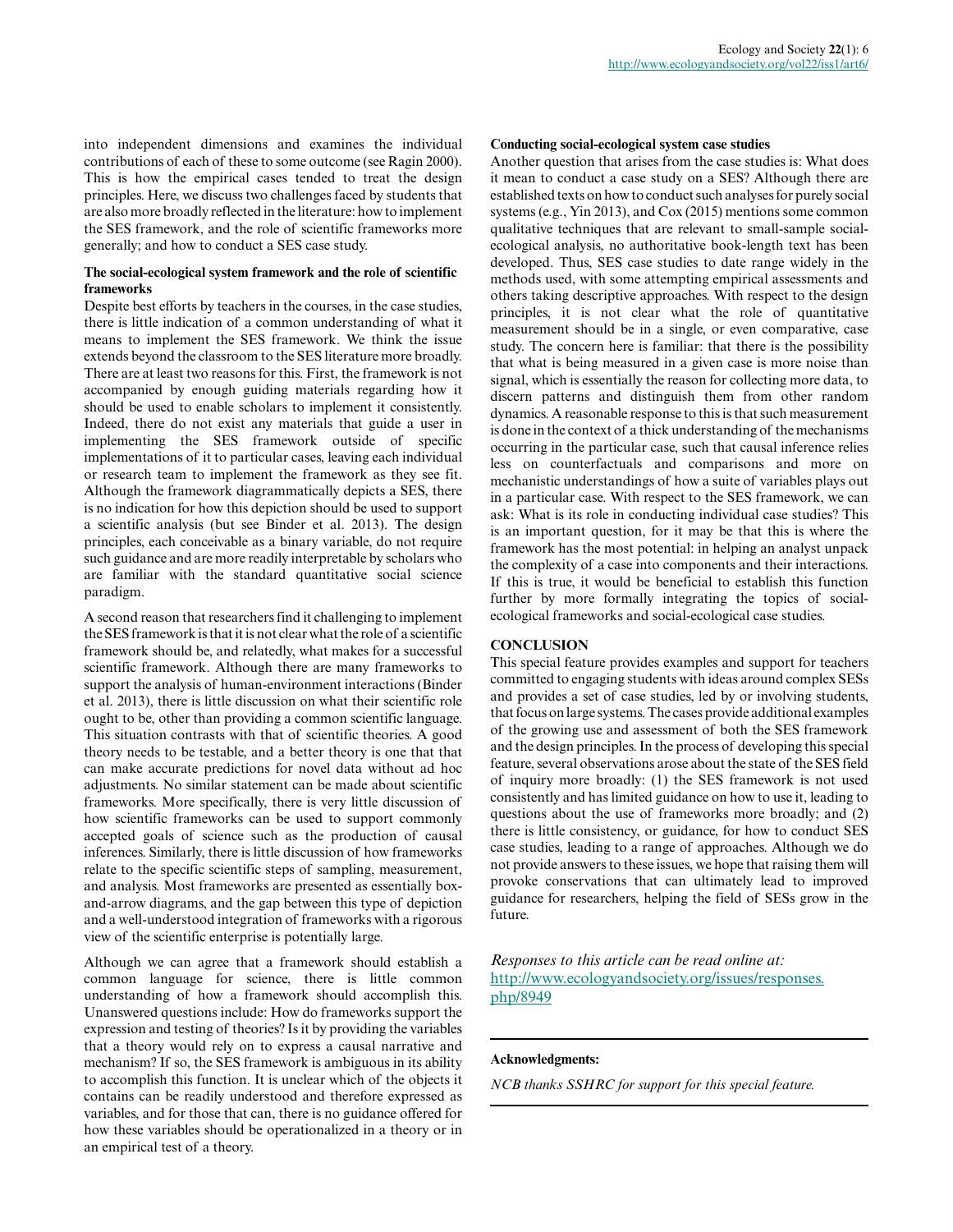into independent dimensions and examines the individual contributions of each of these to some outcome (see Ragin 2000). This is how the empirical cases tended to treat the design principles. Here, we discuss two challenges faced by students that are also more broadly reflected in the literature: how to implement the SES framework, and the role of scientific frameworks more generally; and how to conduct a SES case study.

### The social-ecological system framework and the role of scientific frameworks

Despite best efforts by teachers in the courses, in the case studies, there is little indication of a common understanding of what it means to implement the SES framework. We think the issue extends beyond the classroom to the SES literature more broadly. There are at least two reasons for this. First, the framework is not accompanied by enough guiding materials regarding how it should be used to enable scholars to implement it consistently. Indeed, there do not exist any materials that guide a user in implementing the SES framework outside of specific implementations of it to particular cases, leaving each individual or research team to implement the framework as they see fit. Although the framework diagrammatically depicts a SES, there is no indication for how this depiction should be used to support a scientific analysis (but see Binder et al. 2013). The design principles, each conceivable as a binary variable, do not require such guidance and are more readily interpretable by scholars who are familiar with the standard quantitative social science paradigm.

A second reason that researchers find it challenging to implement the SES framework is that it is not clear what the role of a scientific framework should be, and relatedly, what makes for a successful scientific framework. Although there are many frameworks to support the analysis of human-environment interactions (Binder et al. 2013), there is little discussion on what their scientific role ought to be, other than providing a common scientific language. This situation contrasts with that of scientific theories. A good theory needs to be testable, and a better theory is one that that can make accurate predictions for novel data without ad hoc adjustments. No similar statement can be made about scientific frameworks. More specifically, there is very little discussion of how scientific frameworks can be used to support commonly accepted goals of science such as the production of causal inferences. Similarly, there is little discussion of how frameworks relate to the specific scientific steps of sampling, measurement, and analysis. Most frameworks are presented as essentially box-and-arrow diagrams, and the gap between this type of depiction and a well-understood integration of frameworks with a rigorous view of the scientific enterprise is potentially large.

Although we can agree that a framework should establish a common language for science, there is little common understanding of how a framework should accomplish this. Unanswered questions include: How do frameworks support the expression and testing of theories? Is it by providing the variables that a theory would rely on to express a causal narrative and mechanism? If so, the SES framework is ambiguous in its ability to accomplish this function. It is unclear which of the objects it contains can be readily understood and therefore expressed as variables, and for those that can, there is no guidance offered for how these variables should be operationalized in a theory or in an empirical test of a theory.

### Conducting social-ecological system case studies

Another question that arises from the case studies is: What does it mean to conduct a case study on a SES? Although there are established texts on how to conduct such analyses for purely social systems (e.g., Yin 2013), and Cox (2015) mentions some common qualitative techniques that are relevant to small-sample social-ecological analysis, no authoritative book-length text has been developed. Thus, SES case studies to date range widely in the methods used, with some attempting empirical assessments and others taking descriptive approaches. With respect to the design principles, it is not clear what the role of quantitative measurement should be in a single, or even comparative, case study. The concern here is familiar: that there is the possibility that what is being measured in a given case is more noise than signal, which is essentially the reason for collecting more data, to discern patterns and distinguish them from other random dynamics. A reasonable response to this is that such measurement is done in the context of a thick understanding of the mechanisms occurring in the particular case, such that causal inference relies less on counterfactuals and comparisons and more on mechanistic understandings of how a suite of variables plays out in a particular case. With respect to the SES framework, we can ask: What is its role in conducting individual case studies? This is an important question, for it may be that this is where the framework has the most potential: in helping an analyst unpack the complexity of a case into components and their interactions. If this is true, it would be beneficial to establish this function further by more formally integrating the topics of social-ecological frameworks and social-ecological case studies.

## CONCLUSION

This special feature provides examples and support for teachers committed to engaging students with ideas around complex SESs and provides a set of case studies, led by or involving students, that focus on large systems. The cases provide additional examples of the growing use and assessment of both the SES framework and the design principles. In the process of developing this special feature, several observations arose about the state of the SES field of inquiry more broadly: (1) the SES framework is not used consistently and has limited guidance on how to use it, leading to questions about the use of frameworks more broadly; and (2) there is little consistency, or guidance, for how to conduct SES case studies, leading to a range of approaches. Although we do not provide answers to these issues, we hope that raising them will provoke conservations that can ultimately lead to improved guidance for researchers, helping the field of SESs grow in the future.

*Responses to this article can be read online at:*
http://www.ecologyandsociety.org/issues/responses.php/8949

**Acknowledgments:**

*NCB thanks SSHRC for support for this special feature.*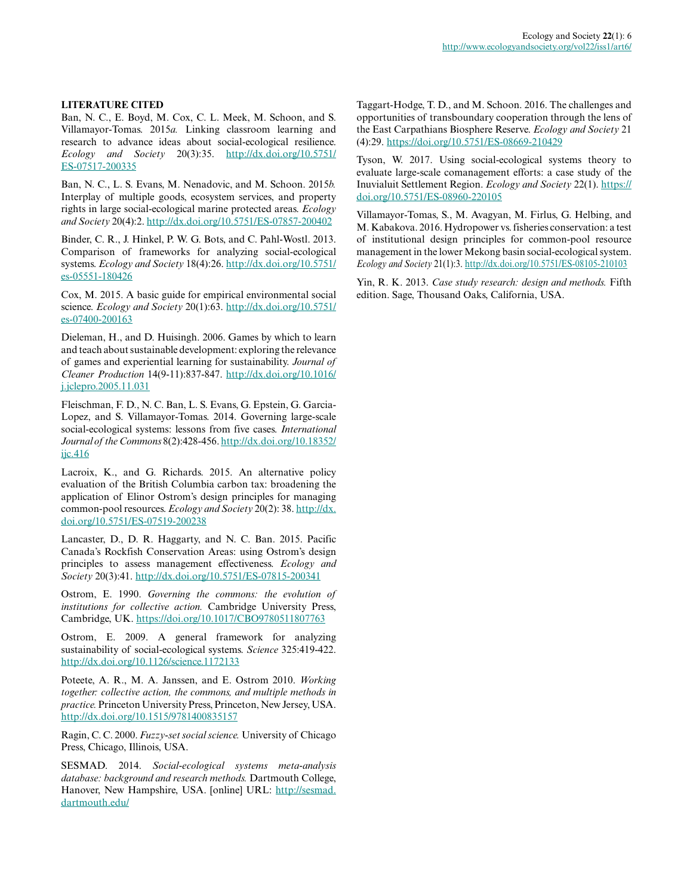## LITERATURE CITED

Ban, N. C., E. Boyd, M. Cox, C. L. Meek, M. Schoon, and S. Villamayor-Tomas. 2015*a*. Linking classroom learning and research to advance ideas about social-ecological resilience. *Ecology and Society* 20(3):35. http://dx.doi.org/10.5751/ES-07517-200335

Ban, N. C., L. S. Evans, M. Nenadovic, and M. Schoon. 2015*b*. Interplay of multiple goods, ecosystem services, and property rights in large social-ecological marine protected areas. *Ecology and Society* 20(4):2. http://dx.doi.org/10.5751/ES-07857-200402

Binder, C. R., J. Hinkel, P. W. G. Bots, and C. Pahl-Wostl. 2013. Comparison of frameworks for analyzing social-ecological systems. *Ecology and Society* 18(4):26. http://dx.doi.org/10.5751/es-05551-180426

Cox, M. 2015. A basic guide for empirical environmental social science. *Ecology and Society* 20(1):63. http://dx.doi.org/10.5751/es-07400-200163

Dieleman, H., and D. Huisingh. 2006. Games by which to learn and teach about sustainable development: exploring the relevance of games and experiential learning for sustainability. *Journal of Cleaner Production* 14(9-11):837-847. http://dx.doi.org/10.1016/j.jclepro.2005.11.031

Fleischman, F. D., N. C. Ban, L. S. Evans, G. Epstein, G. Garcia-Lopez, and S. Villamayor-Tomas. 2014. Governing large-scale social-ecological systems: lessons from five cases. *International Journal of the Commons* 8(2):428-456. http://dx.doi.org/10.18352/ijc.416

Lacroix, K., and G. Richards. 2015. An alternative policy evaluation of the British Columbia carbon tax: broadening the application of Elinor Ostrom's design principles for managing common-pool resources. *Ecology and Society* 20(2): 38. http://dx.doi.org/10.5751/ES-07519-200238

Lancaster, D., D. R. Haggarty, and N. C. Ban. 2015. Pacific Canada's Rockfish Conservation Areas: using Ostrom's design principles to assess management effectiveness. *Ecology and Society* 20(3):41. http://dx.doi.org/10.5751/ES-07815-200341

Ostrom, E. 1990. *Governing the commons: the evolution of institutions for collective action.* Cambridge University Press, Cambridge, UK. https://doi.org/10.1017/CBO9780511807763

Ostrom, E. 2009. A general framework for analyzing sustainability of social-ecological systems. *Science* 325:419-422. http://dx.doi.org/10.1126/science.1172133

Poteete, A. R., M. A. Janssen, and E. Ostrom 2010. *Working together: collective action, the commons, and multiple methods in practice.* Princeton University Press, Princeton, New Jersey, USA. http://dx.doi.org/10.1515/9781400835157

Ragin, C. C. 2000. *Fuzzy-set social science.* University of Chicago Press, Chicago, Illinois, USA.

SESMAD. 2014. *Social-ecological systems meta-analysis database: background and research methods.* Dartmouth College, Hanover, New Hampshire, USA. [online] URL: http://sesmad.dartmouth.edu/

Taggart-Hodge, T. D., and M. Schoon. 2016. The challenges and opportunities of transboundary cooperation through the lens of the East Carpathians Biosphere Reserve. *Ecology and Society* 21 (4):29. https://doi.org/10.5751/ES-08669-210429

Tyson, W. 2017. Using social-ecological systems theory to evaluate large-scale comanagement efforts: a case study of the Inuvialuit Settlement Region. *Ecology and Society* 22(1). https://doi.org/10.5751/ES-08960-220105

Villamayor-Tomas, S., M. Avagyan, M. Firlus, G. Helbing, and M. Kabakova. 2016. Hydropower vs. fisheries conservation: a test of institutional design principles for common-pool resource management in the lower Mekong basin social-ecological system. *Ecology and Society* 21(1):3. http://dx.doi.org/10.5751/ES-08105-210103

Yin, R. K. 2013. *Case study research: design and methods.* Fifth edition. Sage, Thousand Oaks, California, USA.